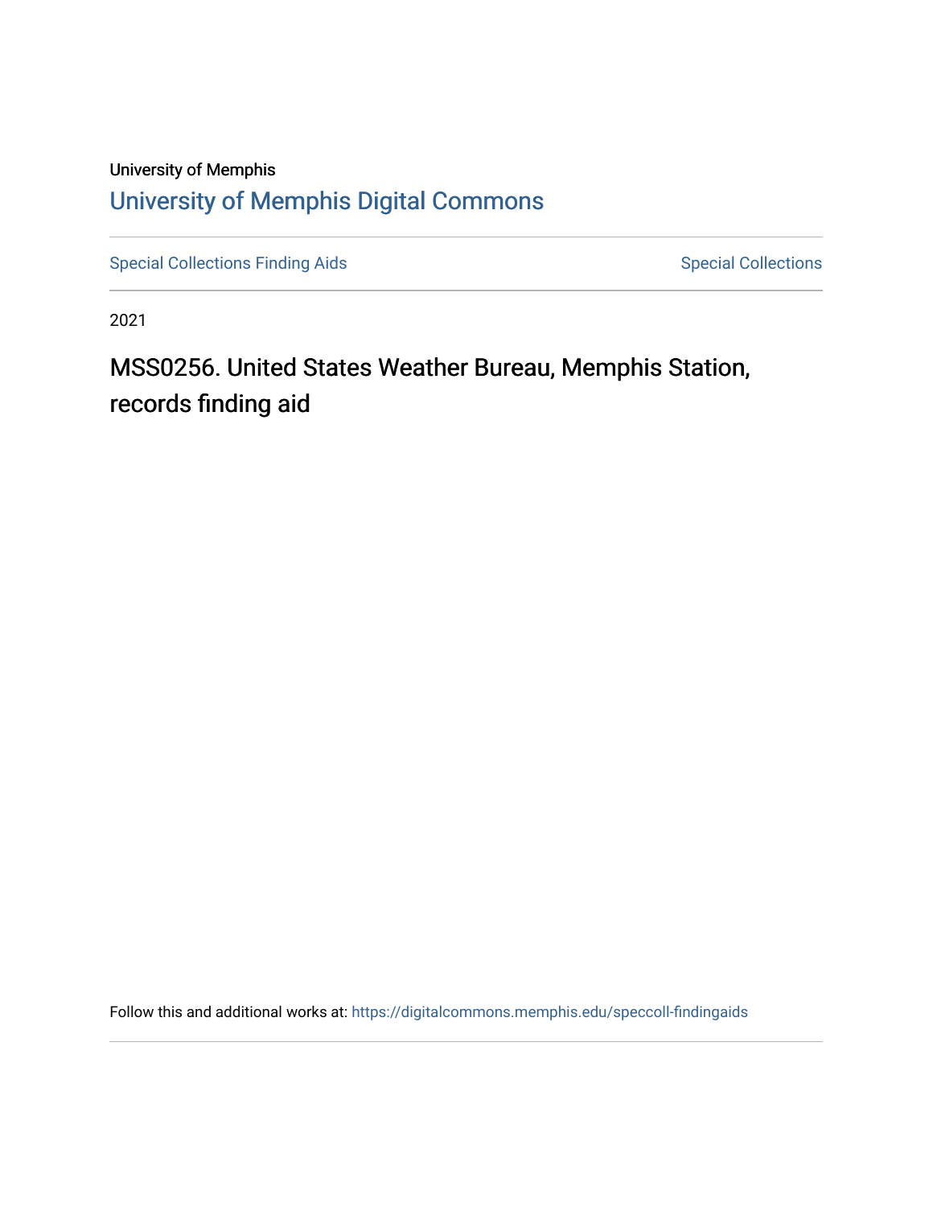University of Memphis

University of Memphis Digital Commons

Special Collections Finding Aids

Special Collections

2021

# MSS0256. United States Weather Bureau, Memphis Station, records finding aid

Follow this and additional works at: https://digitalcommons.memphis.edu/speccoll-findingaids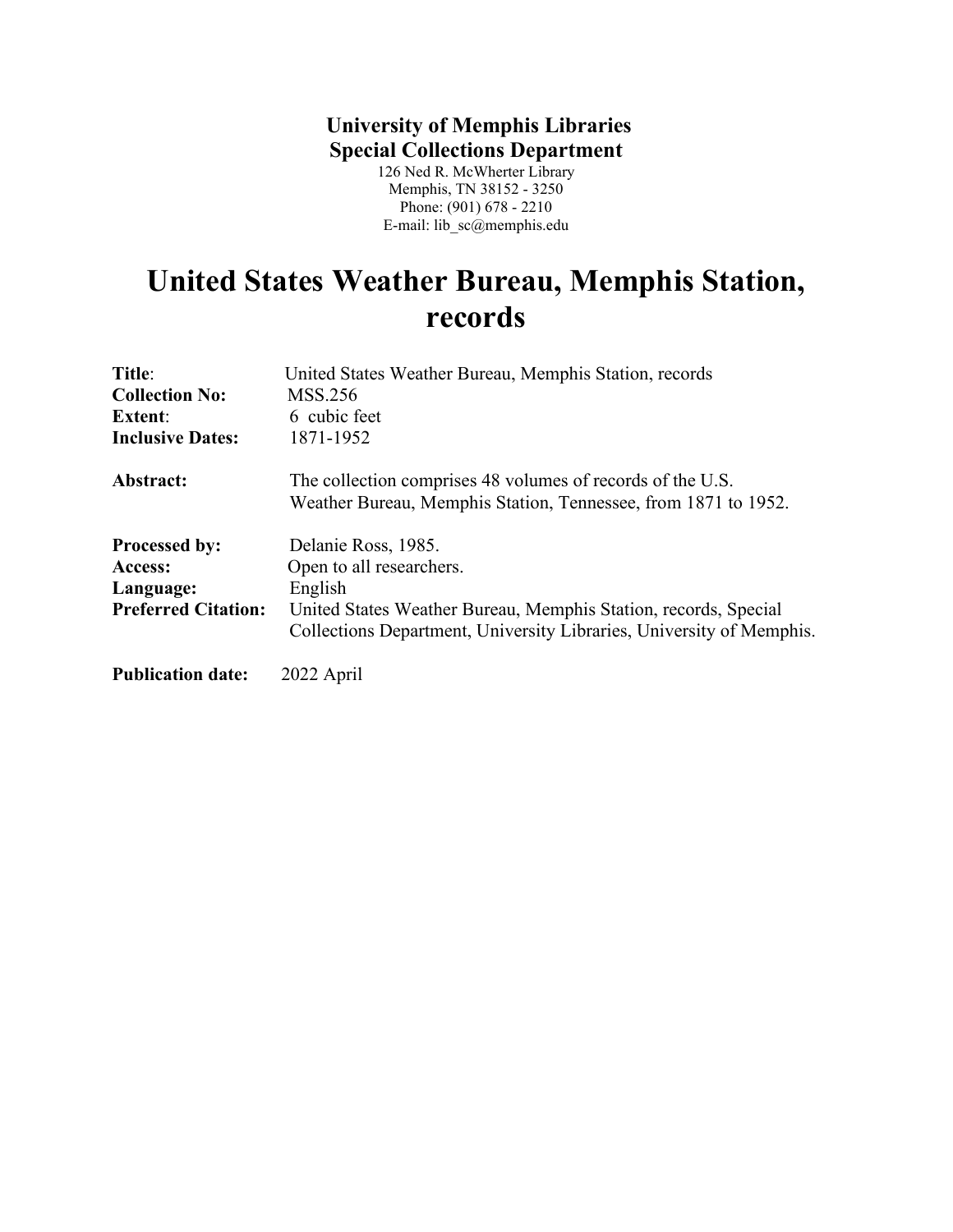**University of Memphis Libraries**
**Special Collections Department**

126 Ned R. McWherter Library
Memphis, TN 38152 - 3250
Phone: (901) 678 - 2210
E-mail: lib_sc@memphis.edu

# United States Weather Bureau, Memphis Station, records

**Title**: United States Weather Bureau, Memphis Station, records
**Collection No:** MSS.256
**Extent**: 6 cubic feet
**Inclusive Dates:** 1871-1952

**Abstract:** The collection comprises 48 volumes of records of the U.S. Weather Bureau, Memphis Station, Tennessee, from 1871 to 1952.

**Processed by:** Delanie Ross, 1985.
**Access:** Open to all researchers.
**Language:** English
**Preferred Citation:** United States Weather Bureau, Memphis Station, records, Special Collections Department, University Libraries, University of Memphis.

**Publication date:** 2022 April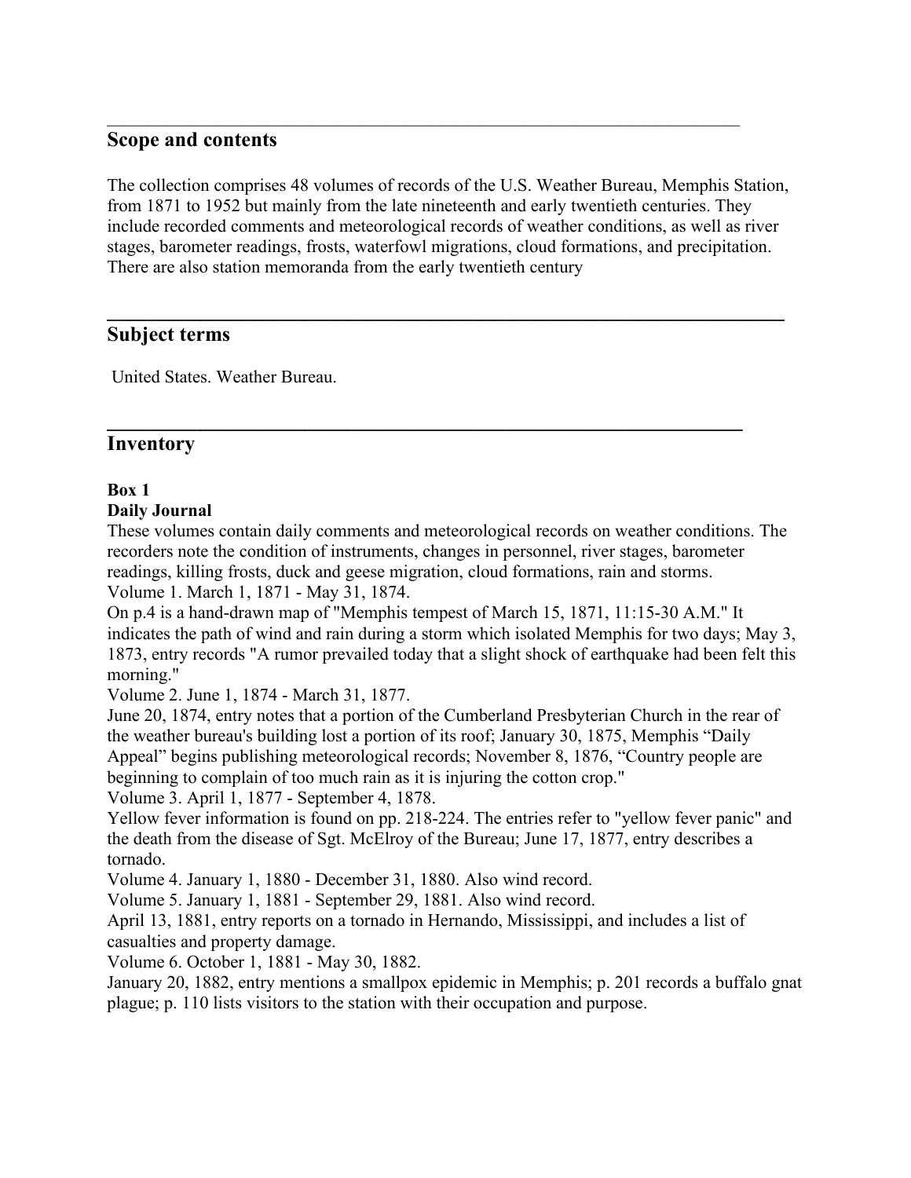## Scope and contents

The collection comprises 48 volumes of records of the U.S. Weather Bureau, Memphis Station, from 1871 to 1952 but mainly from the late nineteenth and early twentieth centuries. They include recorded comments and meteorological records of weather conditions, as well as river stages, barometer readings, frosts, waterfowl migrations, cloud formations, and precipitation. There are also station memoranda from the early twentieth century

## Subject terms

United States. Weather Bureau.

## Inventory

**Box 1**
**Daily Journal**
These volumes contain daily comments and meteorological records on weather conditions. The recorders note the condition of instruments, changes in personnel, river stages, barometer readings, killing frosts, duck and geese migration, cloud formations, rain and storms.
Volume 1. March 1, 1871 - May 31, 1874.
On p.4 is a hand-drawn map of "Memphis tempest of March 15, 1871, 11:15-30 A.M." It indicates the path of wind and rain during a storm which isolated Memphis for two days; May 3, 1873, entry records "A rumor prevailed today that a slight shock of earthquake had been felt this morning."
Volume 2. June 1, 1874 - March 31, 1877.
June 20, 1874, entry notes that a portion of the Cumberland Presbyterian Church in the rear of the weather bureau's building lost a portion of its roof; January 30, 1875, Memphis "Daily Appeal" begins publishing meteorological records; November 8, 1876, "Country people are beginning to complain of too much rain as it is injuring the cotton crop."
Volume 3. April 1, 1877 - September 4, 1878.
Yellow fever information is found on pp. 218-224. The entries refer to "yellow fever panic" and the death from the disease of Sgt. McElroy of the Bureau; June 17, 1877, entry describes a tornado.
Volume 4. January 1, 1880 - December 31, 1880. Also wind record.
Volume 5. January 1, 1881 - September 29, 1881. Also wind record.
April 13, 1881, entry reports on a tornado in Hernando, Mississippi, and includes a list of casualties and property damage.
Volume 6. October 1, 1881 - May 30, 1882.
January 20, 1882, entry mentions a smallpox epidemic in Memphis; p. 201 records a buffalo gnat plague; p. 110 lists visitors to the station with their occupation and purpose.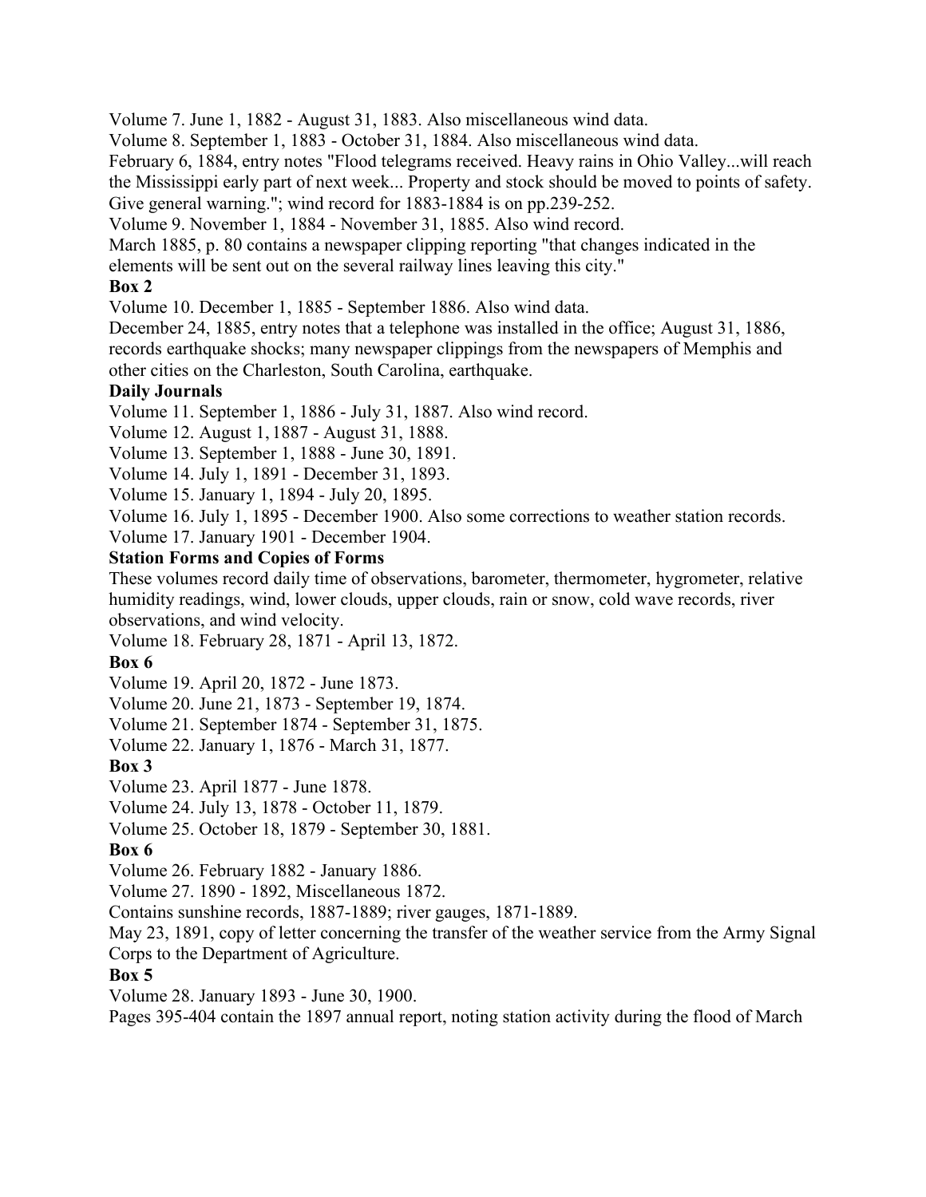Volume 7. June 1, 1882 - August 31, 1883. Also miscellaneous wind data.

Volume 8. September 1, 1883 - October 31, 1884. Also miscellaneous wind data.

February 6, 1884, entry notes "Flood telegrams received. Heavy rains in Ohio Valley...will reach the Mississippi early part of next week... Property and stock should be moved to points of safety. Give general warning."; wind record for 1883-1884 is on pp.239-252.

Volume 9. November 1, 1884 - November 31, 1885. Also wind record.

March 1885, p. 80 contains a newspaper clipping reporting "that changes indicated in the elements will be sent out on the several railway lines leaving this city."

**Box 2**

Volume 10. December 1, 1885 - September 1886. Also wind data.

December 24, 1885, entry notes that a telephone was installed in the office; August 31, 1886, records earthquake shocks; many newspaper clippings from the newspapers of Memphis and other cities on the Charleston, South Carolina, earthquake.

**Daily Journals**

Volume 11. September 1, 1886 - July 31, 1887. Also wind record.

Volume 12. August 1, 1887 - August 31, 1888.

Volume 13. September 1, 1888 - June 30, 1891.

Volume 14. July 1, 1891 - December 31, 1893.

Volume 15. January 1, 1894 - July 20, 1895.

Volume 16. July 1, 1895 - December 1900. Also some corrections to weather station records.

Volume 17. January 1901 - December 1904.

**Station Forms and Copies of Forms**

These volumes record daily time of observations, barometer, thermometer, hygrometer, relative humidity readings, wind, lower clouds, upper clouds, rain or snow, cold wave records, river observations, and wind velocity.

Volume 18. February 28, 1871 - April 13, 1872.

**Box 6**

Volume 19. April 20, 1872 - June 1873.

Volume 20. June 21, 1873 - September 19, 1874.

Volume 21. September 1874 - September 31, 1875.

Volume 22. January 1, 1876 - March 31, 1877.

**Box 3**

Volume 23. April 1877 - June 1878.

Volume 24. July 13, 1878 - October 11, 1879.

Volume 25. October 18, 1879 - September 30, 1881.

**Box 6**

Volume 26. February 1882 - January 1886.

Volume 27. 1890 - 1892, Miscellaneous 1872.

Contains sunshine records, 1887-1889; river gauges, 1871-1889.

May 23, 1891, copy of letter concerning the transfer of the weather service from the Army Signal Corps to the Department of Agriculture.

**Box 5**

Volume 28. January 1893 - June 30, 1900.

Pages 395-404 contain the 1897 annual report, noting station activity during the flood of March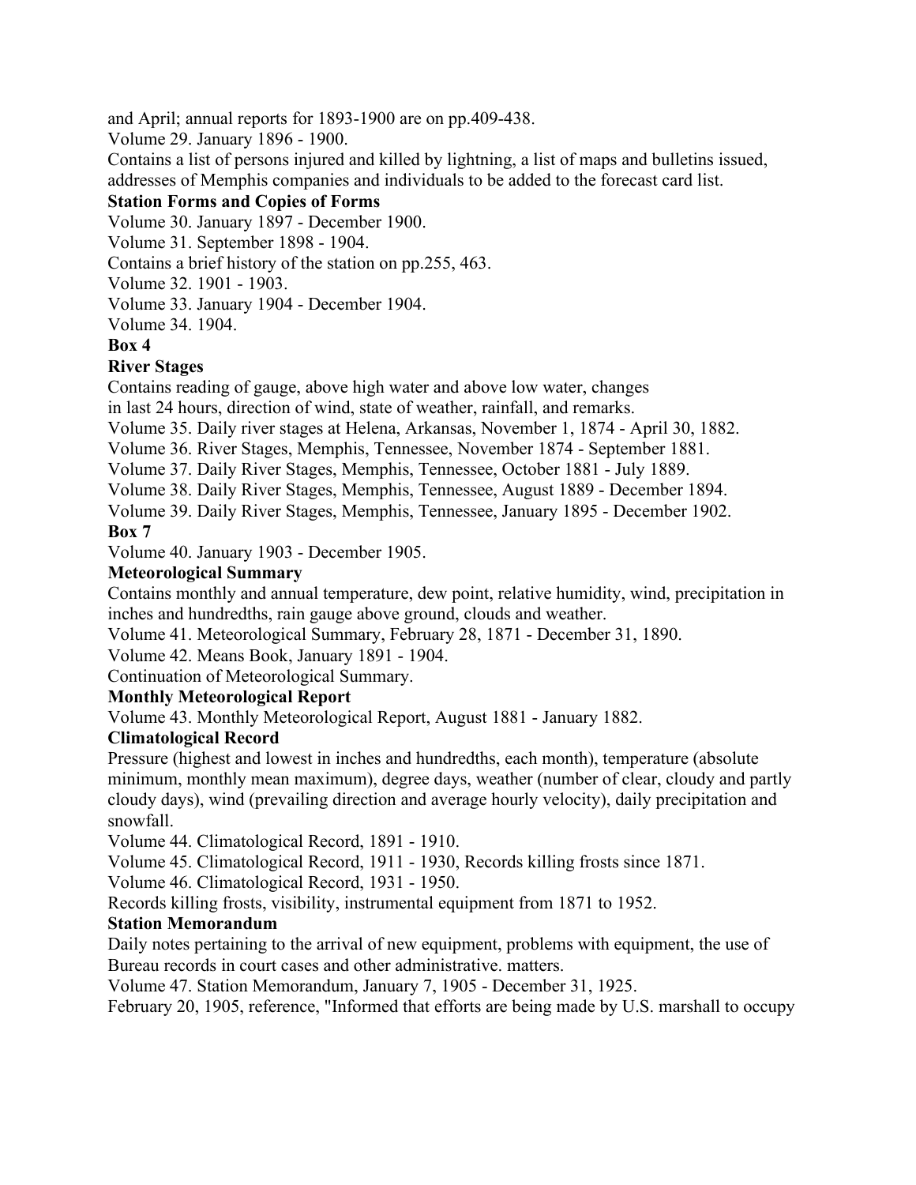and April; annual reports for 1893-1900 are on pp.409-438.

Volume 29. January 1896 - 1900.

Contains a list of persons injured and killed by lightning, a list of maps and bulletins issued, addresses of Memphis companies and individuals to be added to the forecast card list.

**Station Forms and Copies of Forms**

Volume 30. January 1897 - December 1900.

Volume 31. September 1898 - 1904.

Contains a brief history of the station on pp.255, 463.

Volume 32. 1901 - 1903.

Volume 33. January 1904 - December 1904.

Volume 34. 1904.

**Box 4**

**River Stages**

Contains reading of gauge, above high water and above low water, changes in last 24 hours, direction of wind, state of weather, rainfall, and remarks.

Volume 35. Daily river stages at Helena, Arkansas, November 1, 1874 - April 30, 1882.

Volume 36. River Stages, Memphis, Tennessee, November 1874 - September 1881.

Volume 37. Daily River Stages, Memphis, Tennessee, October 1881 - July 1889.

Volume 38. Daily River Stages, Memphis, Tennessee, August 1889 - December 1894.

Volume 39. Daily River Stages, Memphis, Tennessee, January 1895 - December 1902.

**Box 7**

Volume 40. January 1903 - December 1905.

**Meteorological Summary**

Contains monthly and annual temperature, dew point, relative humidity, wind, precipitation in inches and hundredths, rain gauge above ground, clouds and weather.

Volume 41. Meteorological Summary, February 28, 1871 - December 31, 1890.

Volume 42. Means Book, January 1891 - 1904.

Continuation of Meteorological Summary.

**Monthly Meteorological Report**

Volume 43. Monthly Meteorological Report, August 1881 - January 1882.

**Climatological Record**

Pressure (highest and lowest in inches and hundredths, each month), temperature (absolute minimum, monthly mean maximum), degree days, weather (number of clear, cloudy and partly cloudy days), wind (prevailing direction and average hourly velocity), daily precipitation and snowfall.

Volume 44. Climatological Record, 1891 - 1910.

Volume 45. Climatological Record, 1911 - 1930, Records killing frosts since 1871.

Volume 46. Climatological Record, 1931 - 1950.

Records killing frosts, visibility, instrumental equipment from 1871 to 1952.

**Station Memorandum**

Daily notes pertaining to the arrival of new equipment, problems with equipment, the use of Bureau records in court cases and other administrative. matters.

Volume 47. Station Memorandum, January 7, 1905 - December 31, 1925.

February 20, 1905, reference, "Informed that efforts are being made by U.S. marshall to occupy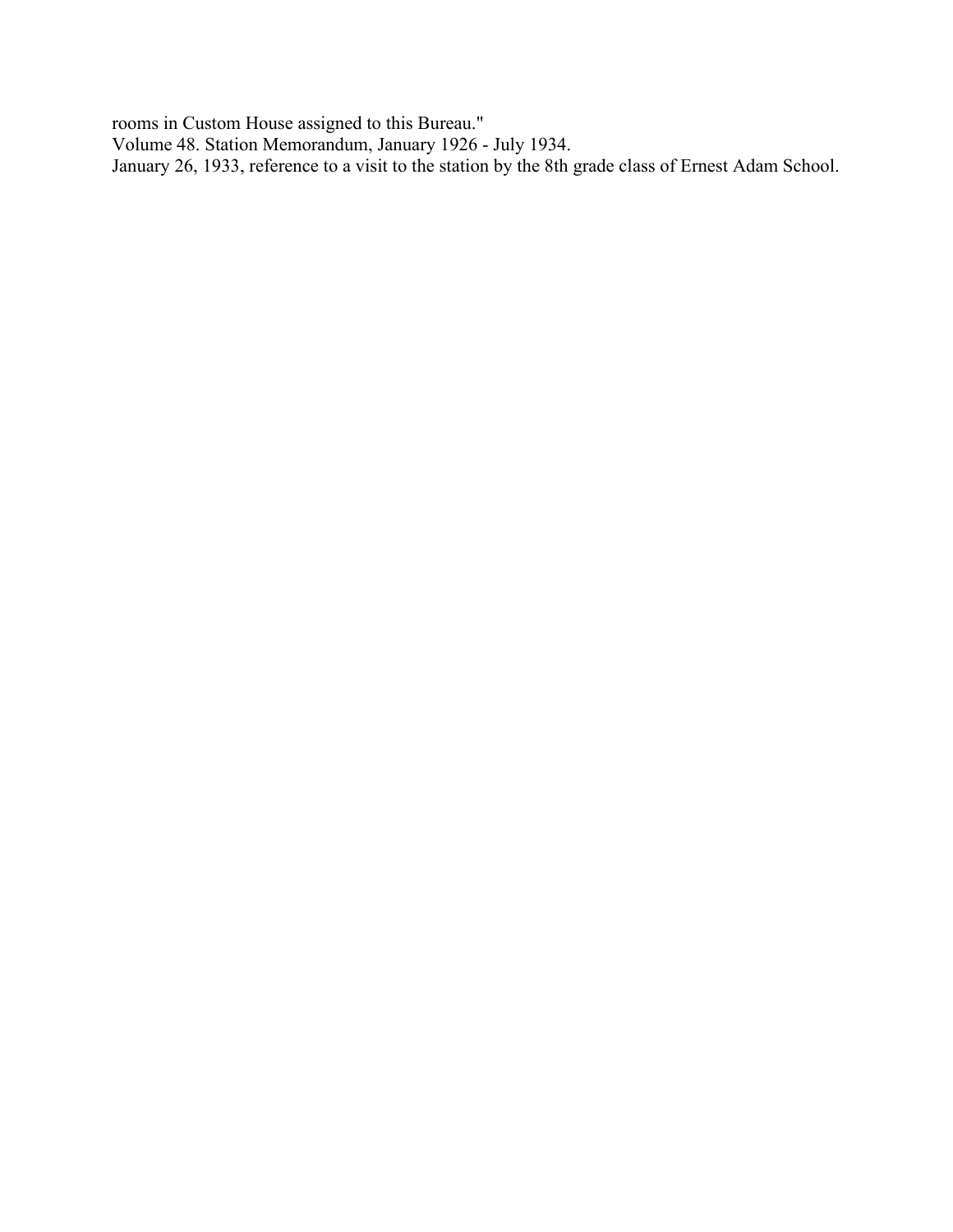rooms in Custom House assigned to this Bureau."

Volume 48. Station Memorandum, January 1926 - July 1934.

January 26, 1933, reference to a visit to the station by the 8th grade class of Ernest Adam School.